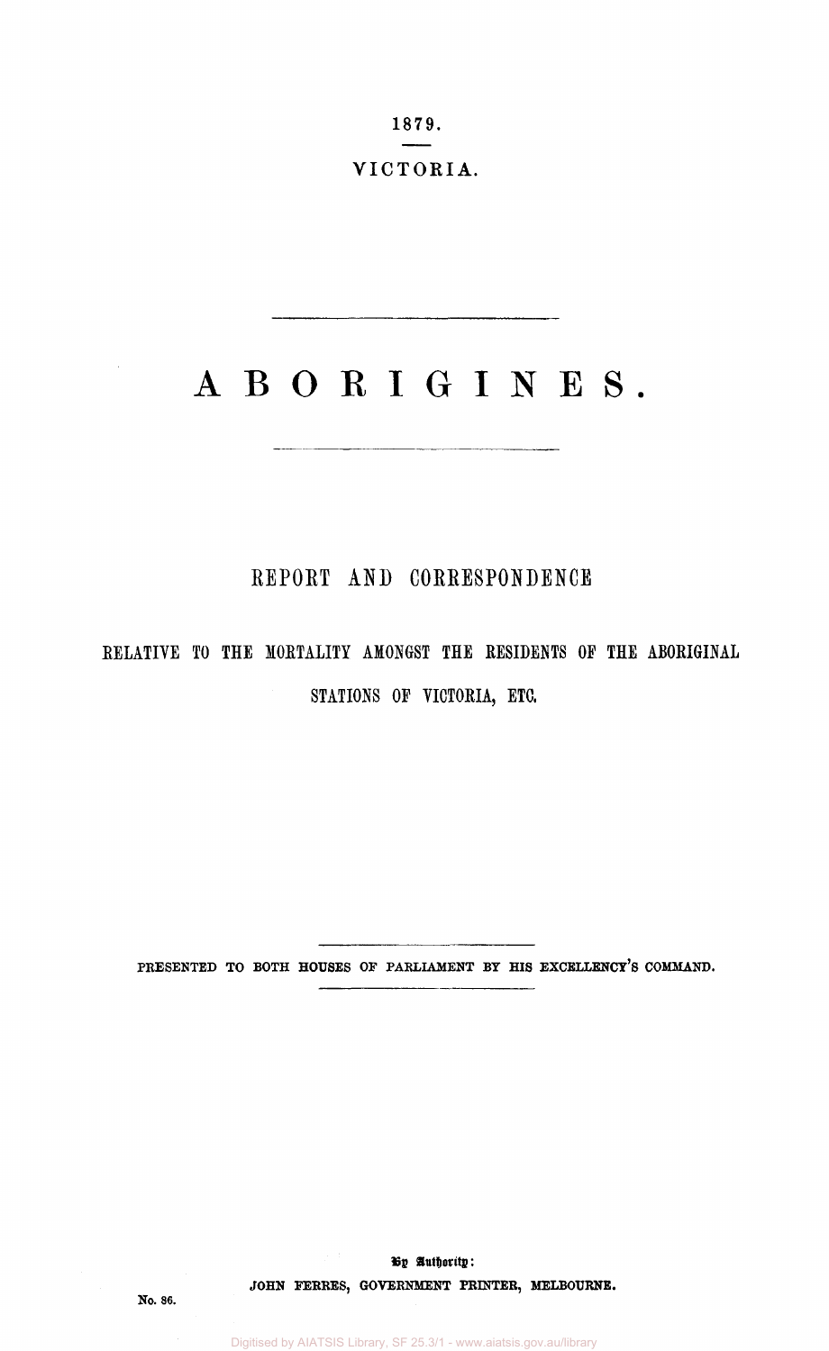1879.

VICTORIA.

# ABORIGINES.

## REPORT AND CORRESPONDENCE

RELATIVE TO THE MORTALITY AMONGST THE RESIDENTS OF THE ABORIGINAL STATIONS OF VICTORIA, ETC.

PRESENTED TO BOTH HOUSES OF PARLIAMENT BY HIS EXCELLENCY'S COMMAND.

By Authority:

JOHN FERRES, GOVERNMENT PRINTER, MELBOURNE.

No. 86.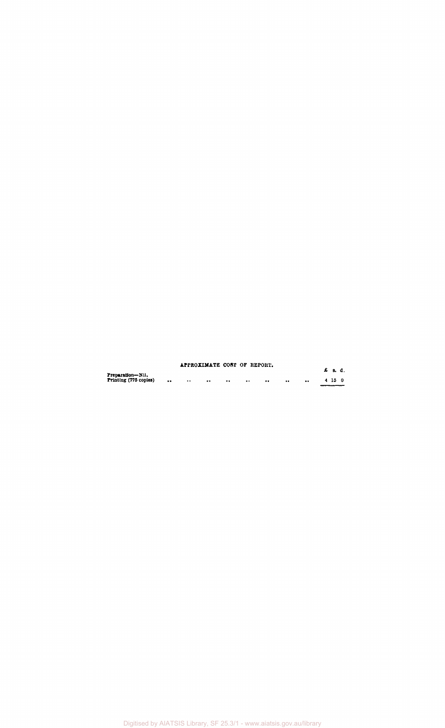APPROXIMATE COST OF REPORT.

| | £ s. d. |
|---|---|
| Preparation—Nil. | |
| Printing (775 copies) .. .. .. .. .. .. .. .. | 4 15 0 |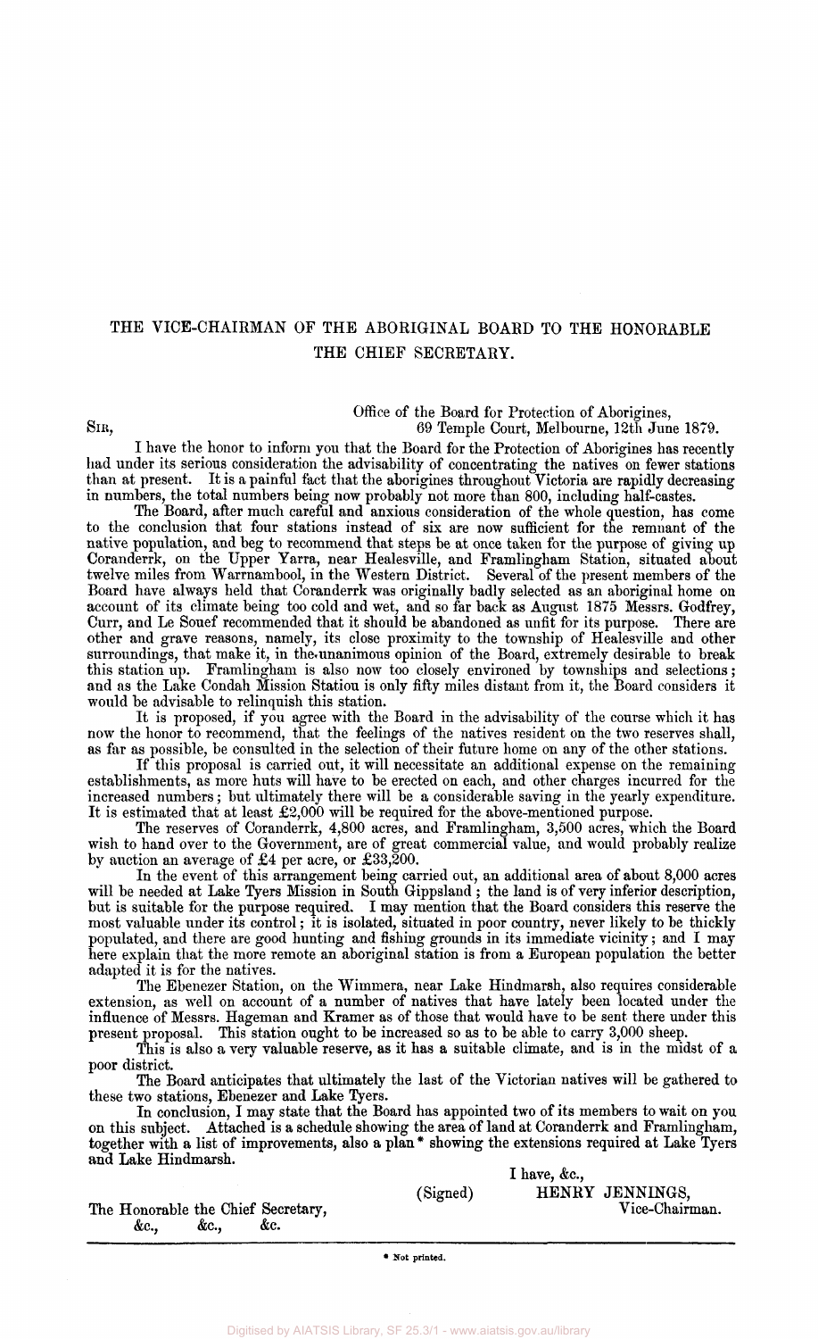# THE VICE-CHAIRMAN OF THE ABORIGINAL BOARD TO THE HONORABLE THE CHIEF SECRETARY.

Office of the Board for Protection of Aborigines,
69 Temple Court, Melbourne, 12th June 1879.

SIR,

I have the honor to inform you that the Board for the Protection of Aborigines has recently had under its serious consideration the advisability of concentrating the natives on fewer stations than at present. It is a painful fact that the aborigines throughout Victoria are rapidly decreasing in numbers, the total numbers being now probably not more than 800, including half-castes.

The Board, after much careful and anxious consideration of the whole question, has come to the conclusion that four stations instead of six are now sufficient for the remnant of the native population, and beg to recommend that steps be at once taken for the purpose of giving up Coranderrk, on the Upper Yarra, near Healesville, and Framlingham Station, situated about twelve miles from Warrnambool, in the Western District. Several of the present members of the Board have always held that Coranderrk was originally badly selected as an aboriginal home on account of its climate being too cold and wet, and so far back as August 1875 Messrs. Godfrey, Curr, and Le Souef recommended that it should be abandoned as unfit for its purpose. There are other and grave reasons, namely, its close proximity to the township of Healesville and other surroundings, that make it, in the unanimous opinion of the Board, extremely desirable to break this station up. Framlingham is also now too closely environed by townships and selections; and as the Lake Condah Mission Station is only fifty miles distant from it, the Board considers it would be advisable to relinquish this station.

It is proposed, if you agree with the Board in the advisability of the course which it has now the honor to recommend, that the feelings of the natives resident on the two reserves shall, as far as possible, be consulted in the selection of their future home on any of the other stations.

If this proposal is carried out, it will necessitate an additional expense on the remaining establishments, as more huts will have to be erected on each, and other charges incurred for the increased numbers; but ultimately there will be a considerable saving in the yearly expenditure. It is estimated that at least £2,000 will be required for the above-mentioned purpose.

The reserves of Coranderrk, 4,800 acres, and Framlingham, 3,500 acres, which the Board wish to hand over to the Government, are of great commercial value, and would probably realize by auction an average of £4 per acre, or £33,200.

In the event of this arrangement being carried out, an additional area of about 8,000 acres will be needed at Lake Tyers Mission in South Gippsland; the land is of very inferior description, but is suitable for the purpose required. I may mention that the Board considers this reserve the most valuable under its control; it is isolated, situated in poor country, never likely to be thickly populated, and there are good hunting and fishing grounds in its immediate vicinity; and I may here explain that the more remote an aboriginal station is from a European population the better adapted it is for the natives.

The Ebenezer Station, on the Wimmera, near Lake Hindmarsh, also requires considerable extension, as well on account of a number of natives that have lately been located under the influence of Messrs. Hageman and Kramer as of those that would have to be sent there under this present proposal. This station ought to be increased so as to be able to carry 3,000 sheep.

This is also a very valuable reserve, as it has a suitable climate, and is in the midst of a poor district.

The Board anticipates that ultimately the last of the Victorian natives will be gathered to these two stations, Ebenezer and Lake Tyers.

In conclusion, I may state that the Board has appointed two of its members to wait on you on this subject. Attached is a schedule showing the area of land at Coranderrk and Framlingham, together with a list of improvements, also a plan* showing the extensions required at Lake Tyers and Lake Hindmarsh.

I have, &c.,
(Signed) HENRY JENNINGS,
Vice-Chairman.

The Honorable the Chief Secretary,
&c., &c., &c.

---

\* Not printed.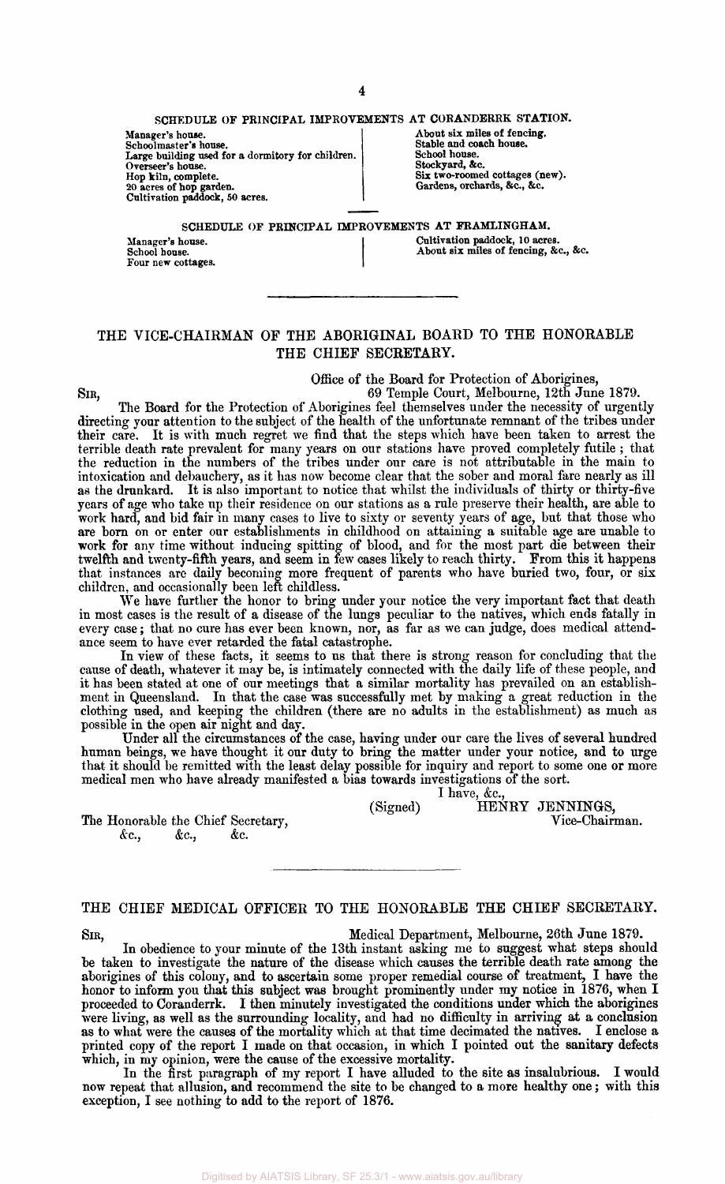## SCHEDULE OF PRINCIPAL IMPROVEMENTS AT CORANDERRK STATION.

Manager's house.
Schoolmaster's house.
Large building used for a dormitory for children.
Overseer's house.
Hop kiln, complete.
20 acres of hop garden.
Cultivation paddock, 50 acres.
About six miles of fencing.
Stable and coach house.
School house.
Stockyard, &c.
Six two-roomed cottages (new).
Gardens, orchards, &c., &c.

## SCHEDULE OF PRINCIPAL IMPROVEMENTS AT FRAMLINGHAM.

Manager's house.
School house.
Four new cottages.
Cultivation paddock, 10 acres.
About six miles of fencing, &c., &c.

---

## THE VICE-CHAIRMAN OF THE ABORIGINAL BOARD TO THE HONORABLE THE CHIEF SECRETARY.

Office of the Board for Protection of Aborigines,
69 Temple Court, Melbourne, 12th June 1879.

SIR,

The Board for the Protection of Aborigines feel themselves under the necessity of urgently directing your attention to the subject of the health of the unfortunate remnant of the tribes under their care. It is with much regret we find that the steps which have been taken to arrest the terrible death rate prevalent for many years on our stations have proved completely futile; that the reduction in the numbers of the tribes under our care is not attributable in the main to intoxication and debauchery, as it has now become clear that the sober and moral fare nearly as ill as the drunkard. It is also important to notice that whilst the individuals of thirty or thirty-five years of age who take up their residence on our stations as a rule preserve their health, are able to work hard, and bid fair in many cases to live to sixty or seventy years of age, but that those who are born on or enter our establishments in childhood on attaining a suitable age are unable to work for any time without inducing spitting of blood, and for the most part die between their twelfth and twenty-fifth years, and seem in few cases likely to reach thirty. From this it happens that instances are daily becoming more frequent of parents who have buried two, four, or six children, and occasionally been left childless.

We have further the honor to bring under your notice the very important fact that death in most cases is the result of a disease of the lungs peculiar to the natives, which ends fatally in every case; that no cure has ever been known, nor, as far as we can judge, does medical attendance seem to have ever retarded the fatal catastrophe.

In view of these facts, it seems to us that there is strong reason for concluding that the cause of death, whatever it may be, is intimately connected with the daily life of these people, and it has been stated at one of our meetings that a similar mortality has prevailed on an establishment in Queensland. In that the case was successfully met by making a great reduction in the clothing used, and keeping the children (there are no adults in the establishment) as much as possible in the open air night and day.

Under all the circumstances of the case, having under our care the lives of several hundred human beings, we have thought it our duty to bring the matter under your notice, and to urge that it should be remitted with the least delay possible for inquiry and report to some one or more medical men who have already manifested a bias towards investigations of the sort.

I have, &c.,
(Signed) HENRY JENNINGS,
Vice-Chairman.

The Honorable the Chief Secretary,
&c., &c., &c.

---

## THE CHIEF MEDICAL OFFICER TO THE HONORABLE THE CHIEF SECRETARY.

SIR,

Medical Department, Melbourne, 26th June 1879.

In obedience to your minute of the 13th instant asking me to suggest what steps should be taken to investigate the nature of the disease which causes the terrible death rate among the aborigines of this colony, and to ascertain some proper remedial course of treatment, I have the honor to inform you that this subject was brought prominently under my notice in 1876, when I proceeded to Coranderrk. I then minutely investigated the conditions under which the aborigines were living, as well as the surrounding locality, and had no difficulty in arriving at a conclusion as to what were the causes of the mortality which at that time decimated the natives. I enclose a printed copy of the report I made on that occasion, in which I pointed out the sanitary defects which, in my opinion, were the cause of the excessive mortality.

In the first paragraph of my report I have alluded to the site as insalubrious. I would now repeat that allusion, and recommend the site to be changed to a more healthy one; with this exception, I see nothing to add to the report of 1876.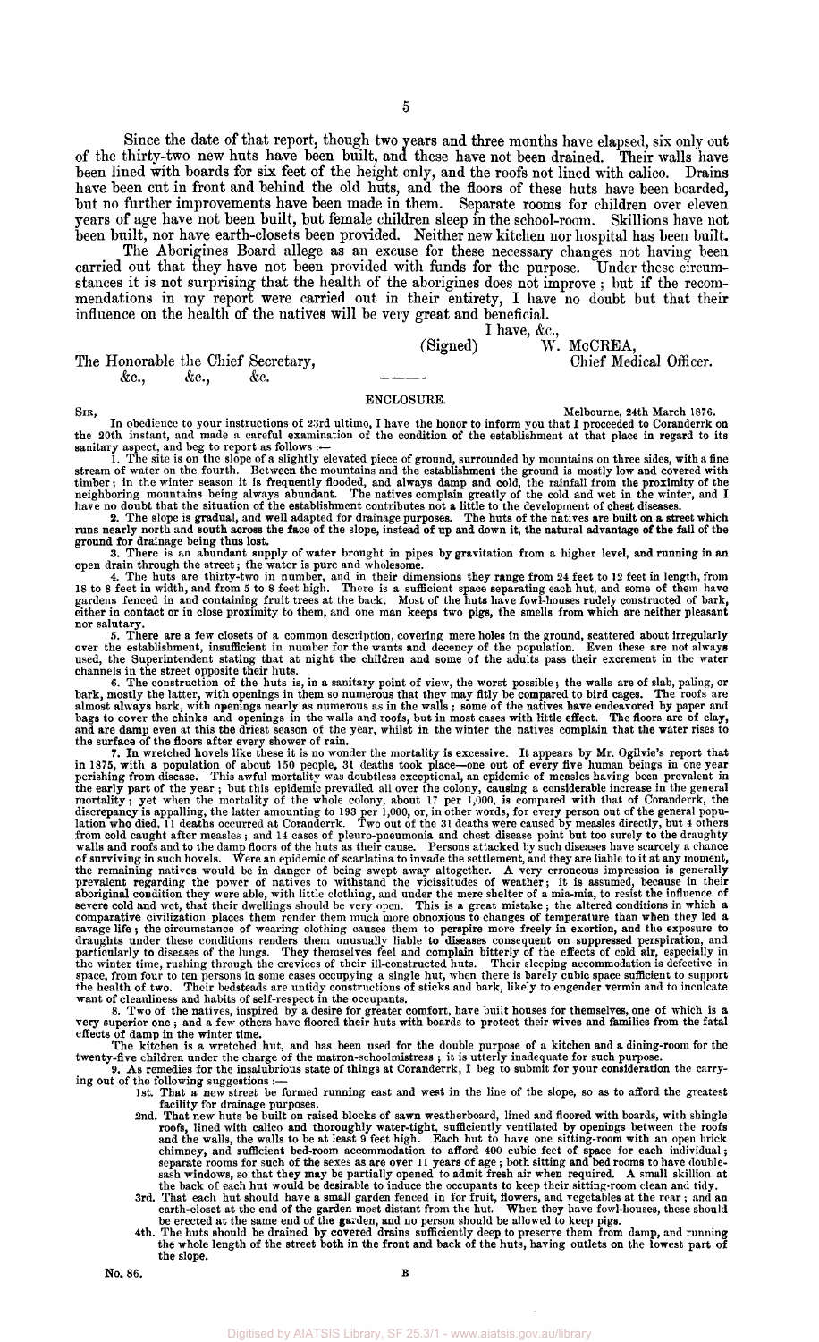Since the date of that report, though two years and three months have elapsed, six only out of the thirty-two new huts have been built, and these have not been drained. Their walls have been lined with boards for six feet of the height only, and the roofs not lined with calico. Drains have been cut in front and behind the old huts, and the floors of these huts have been boarded, but no further improvements have been made in them. Separate rooms for children over eleven years of age have not been built, but female children sleep in the school-room. Skillions have not been built, nor have earth-closets been provided. Neither new kitchen nor hospital has been built.

The Aborigines Board allege as an excuse for these necessary changes not having been carried out that they have not been provided with funds for the purpose. Under these circumstances it is not surprising that the health of the aborigines does not improve; but if the recommendations in my report were carried out in their entirety, I have no doubt but that their influence on the health of the natives will be very great and beneficial.

I have, &c.,

(Signed) W. McCREA,
Chief Medical Officer.

The Honorable the Chief Secretary,
&c., &c., &c.

## ENCLOSURE.

SIR,

Melbourne, 24th March 1876.

In obedience to your instructions of 23rd ultimo, I have the honor to inform you that I proceeded to Coranderrk on the 20th instant, and made a careful examination of the condition of the establishment at that place in regard to its sanitary aspect, and beg to report as follows:—

1. The site is on the slope of a slightly elevated piece of ground, surrounded by mountains on three sides, with a fine stream of water on the fourth. Between the mountains and the establishment the ground is mostly low and covered with timber; in the winter season it is frequently flooded, and always damp and cold, the rainfall from the proximity of the neighboring mountains being always abundant. The natives complain greatly of the cold and wet in the winter, and I have no doubt that the situation of the establishment contributes not a little to the development of chest diseases.

2. The slope is gradual, and well adapted for drainage purposes. The huts of the natives are built on a street which runs nearly north and south across the face of the slope, instead of up and down it, the natural advantage of the fall of the ground for drainage being thus lost.

3. There is an abundant supply of water brought in pipes by gravitation from a higher level, and running in an open drain through the street; the water is pure and wholesome.

4. The huts are thirty-two in number, and in their dimensions they range from 24 feet to 12 feet in length, from 18 to 8 feet in width, and from 5 to 8 feet high. There is a sufficient space separating each hut, and some of them have gardens fenced in and containing fruit trees at the back. Most of the huts have fowl-houses rudely constructed of bark, either in contact or in close proximity to them, and one man keeps two pigs, the smells from which are neither pleasant nor salutary.

5. There are a few closets of a common description, covering mere holes in the ground, scattered about irregularly over the establishment, insufficient in number for the wants and decency of the population. Even these are not always used, the Superintendent stating that at night the children and some of the adults pass their excrement in the water channels in the street opposite their huts.

6. The construction of the huts is, in a sanitary point of view, the worst possible; the walls are of slab, paling, or bark, mostly the latter, with openings in them so numerous that they may fitly be compared to bird cages. The roofs are almost always bark, with openings nearly as numerous as in the walls; some of the natives have endeavored by paper and bags to cover the chinks and openings in the walls and roofs, but in most cases with little effect. The floors are of clay, and are damp even at this the driest season of the year, whilst in the winter the natives complain that the water rises to the surface of the floors after every shower of rain.

7. In wretched hovels like these it is no wonder the mortality is excessive. It appears by Mr. Ogilvie's report that in 1875, with a population of about 150 people, 31 deaths took place—one out of every five human beings in one year perishing from disease. This awful mortality was doubtless exceptional, an epidemic of measles having been prevalent in the early part of the year; but this epidemic prevailed all over the colony, causing a considerable increase in the general mortality; yet when the mortality of the whole colony, about 17 per 1,000, is compared with that of Coranderrk, the discrepancy is appalling, the latter amounting to 193 per 1,000, or, in other words, for every person out of the general population who died, 11 deaths occurred at Coranderrk. Two out of the 31 deaths were caused by measles directly, but 4 others from cold caught after measles; and 14 cases of pleuro-pneumonia and chest disease point but too surely to the draughty walls and roofs and to the damp floors of the huts as their cause. Persons attacked by such diseases have scarcely a chance of surviving in such hovels. Were an epidemic of scarlatina to invade the settlement, and they are liable to it at any moment, the remaining natives would be in danger of being swept away altogether. A very erroneous impression is generally prevalent regarding the power of natives to withstand the vicissitudes of weather; it is assumed, because in their aboriginal condition they were able, with little clothing, and under the mere shelter of a mia-mia, to resist the influence of severe cold and wet, that their dwellings should be very open. This is a great mistake; the altered conditions in which a comparative civilization places them render them much more obnoxious to changes of temperature than when they led a savage life; the circumstance of wearing clothing causes them to perspire more freely in exertion, and the exposure to draughts under these conditions renders them unusually liable to diseases consequent on suppressed perspiration, and particularly to diseases of the lungs. They themselves feel and complain bitterly of the effects of cold air, especially in the winter time, rushing through the crevices of their ill-constructed huts. Their sleeping accommodation is defective in space, from four to ten persons in some cases occupying a single hut, when there is barely cubic space sufficient to support the health of two. Their bedsteads are untidy constructions of sticks and bark, likely to engender vermin and to inculcate want of cleanliness and habits of self-respect in the occupants.

8. Two of the natives, inspired by a desire for greater comfort, have built houses for themselves, one of which is a very superior one; and a few others have floored their huts with boards to protect their wives and families from the fatal effects of damp in the winter time.

The kitchen is a wretched hut, and has been used for the double purpose of a kitchen and a dining-room for the twenty-five children under the charge of the matron-schoolmistress; it is utterly inadequate for such purpose.

9. As remedies for the insalubrious state of things at Coranderrk, I beg to submit for your consideration the carrying out of the following suggestions:—

1st. That a new street be formed running east and west in the line of the slope, so as to afford the greatest facility for drainage purposes.

2nd. That new huts be built on raised blocks of sawn weatherboard, lined and floored with boards, with shingle roofs, lined with calico and thoroughly water-tight, sufficiently ventilated by openings between the roofs and the walls, the walls to be at least 9 feet high. Each hut to have one sitting-room with an open brick chimney, and sufficient bed-room accommodation to afford 400 cubic feet of space for each individual; separate rooms for such of the sexes as are over 11 years of age; both sitting and bed rooms to have double-sash windows, so that they may be partially opened to admit fresh air when required. A small skillion at the back of each hut would be desirable to induce the occupants to keep their sitting-room clean and tidy.

3rd. That each hut should have a small garden fenced in for fruit, flowers, and vegetables at the rear; and an earth-closet at the end of the garden most distant from the hut. When they have fowl-houses, these should be erected at the same end of the garden, and no person should be allowed to keep pigs.

4th. The huts should be drained by covered drains sufficiently deep to preserve them from damp, and running the whole length of the street both in the front and back of the huts, having outlets on the lowest part of the slope.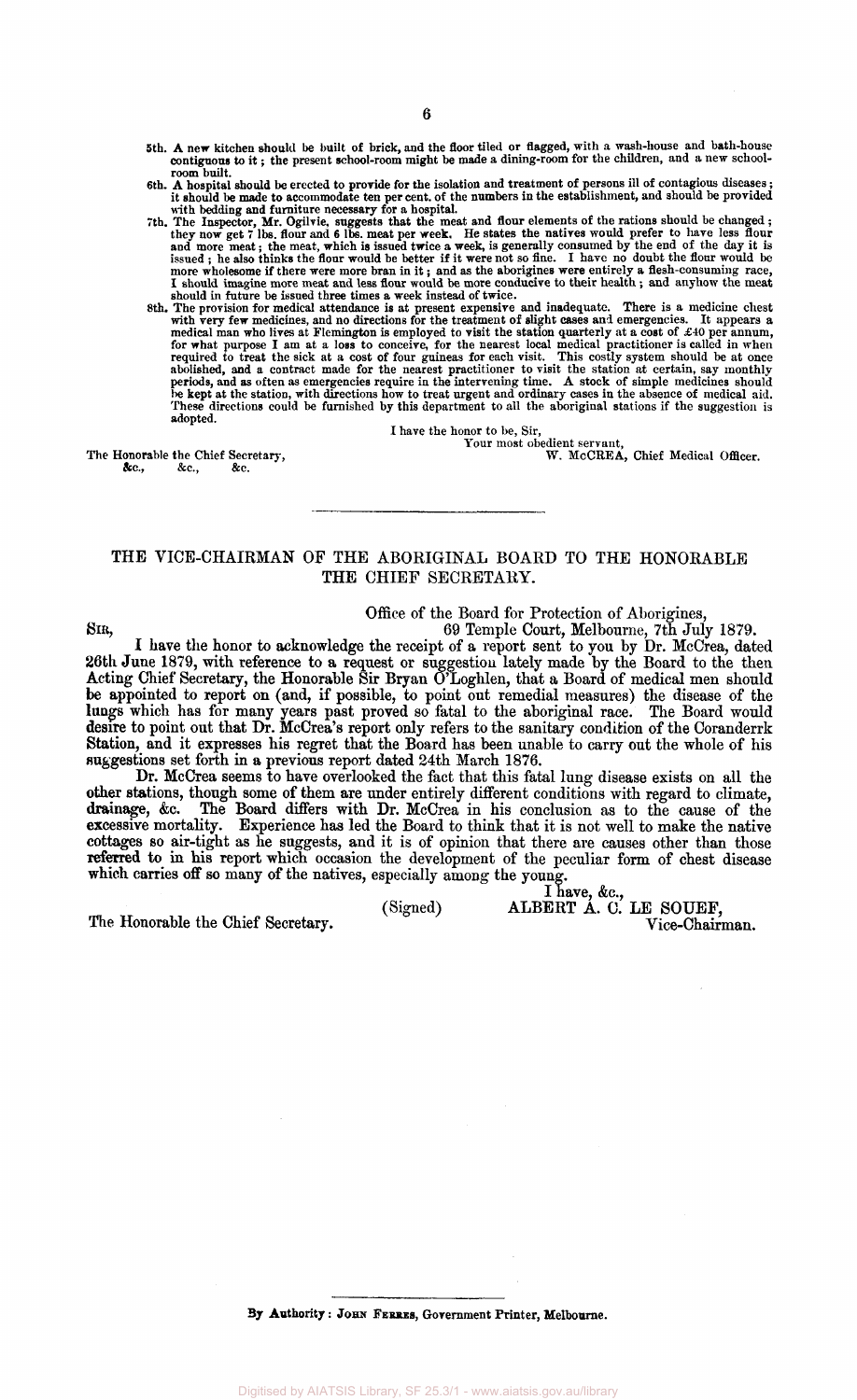5th. A new kitchen should be built of brick, and the floor tiled or flagged, with a wash-house and bath-house contiguous to it; the present school-room might be made a dining-room for the children, and a new school-room built.

6th. A hospital should be erected to provide for the isolation and treatment of persons ill of contagious diseases; it should be made to accommodate ten per cent. of the numbers in the establishment, and should be provided with bedding and furniture necessary for a hospital.

7th. The Inspector, Mr. Ogilvie, suggests that the meat and flour elements of the rations should be changed; they now get 7 lbs. flour and 6 lbs. meat per week. He states the natives would prefer to have less flour and more meat; the meat, which is issued twice a week, is generally consumed by the end of the day it is issued; he also thinks the flour would be better if it were not so fine. I have no doubt the flour would be more wholesome if there were more bran in it; and as the aborigines were entirely a flesh-consuming race, I should imagine more meat and less flour would be more conducive to their health; and anyhow the meat should in future be issued three times a week instead of twice.

8th. The provision for medical attendance is at present expensive and inadequate. There is a medicine chest with very few medicines, and no directions for the treatment of slight cases and emergencies. It appears a medical man who lives at Flemington is employed to visit the station quarterly at a cost of £40 per annum, for what purpose I am at a loss to conceive, for the nearest local medical practitioner is called in when required to treat the sick at a cost of four guineas for each visit. This costly system should be at once abolished, and a contract made for the nearest practitioner to visit the station at certain, say monthly periods, and as often as emergencies require in the intervening time. A stock of simple medicines should be kept at the station, with directions how to treat urgent and ordinary cases in the absence of medical aid. These directions could be furnished by this department to all the aboriginal stations if the suggestion is adopted.

I have the honor to be, Sir,
Your most obedient servant,
W. McCREA, Chief Medical Officer.

The Honorable the Chief Secretary,
&c., &c., &c.

---

## THE VICE-CHAIRMAN OF THE ABORIGINAL BOARD TO THE HONORABLE THE CHIEF SECRETARY.

Office of the Board for Protection of Aborigines,
69 Temple Court, Melbourne, 7th July 1879.

SIR,

I have the honor to acknowledge the receipt of a report sent to you by Dr. McCrea, dated 26th June 1879, with reference to a request or suggestion lately made by the Board to the then Acting Chief Secretary, the Honorable Sir Bryan O'Loghlen, that a Board of medical men should be appointed to report on (and, if possible, to point out remedial measures) the disease of the lungs which has for many years past proved so fatal to the aboriginal race. The Board would desire to point out that Dr. McCrea's report only refers to the sanitary condition of the Coranderrk Station, and it expresses his regret that the Board has been unable to carry out the whole of his suggestions set forth in a previous report dated 24th March 1876.

Dr. McCrea seems to have overlooked the fact that this fatal lung disease exists on all the other stations, though some of them are under entirely different conditions with regard to climate, drainage, &c. The Board differs with Dr. McCrea in his conclusion as to the cause of the excessive mortality. Experience has led the Board to think that it is not well to make the native cottages so air-tight as he suggests, and it is of opinion that there are causes other than those referred to in his report which occasion the development of the peculiar form of chest disease which carries off so many of the natives, especially among the young.

I have, &c.,
(Signed) ALBERT A. C. LE SOUEF,
Vice-Chairman.

The Honorable the Chief Secretary.

---

By Authority: JOHN FERRES, Government Printer, Melbourne.